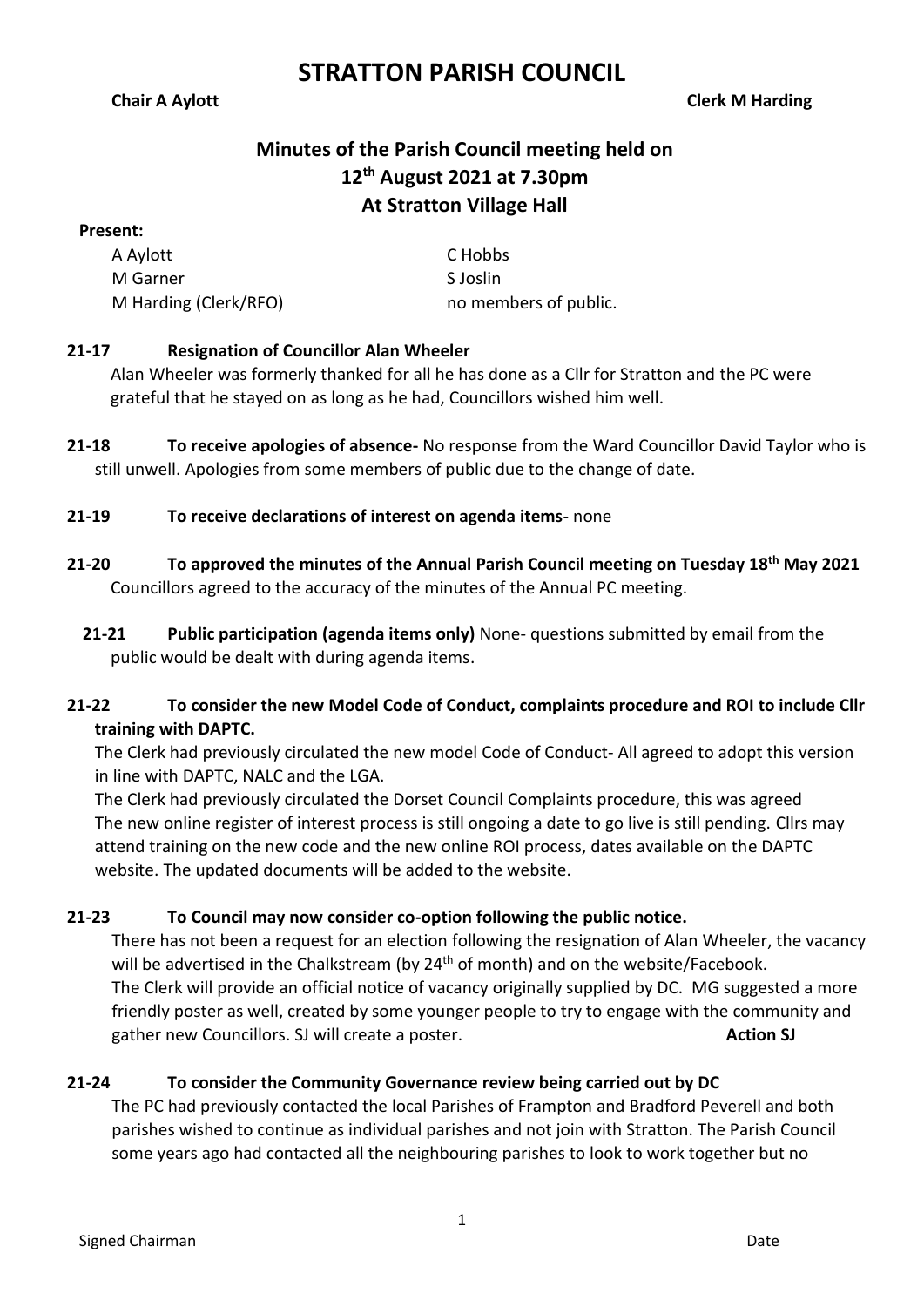# STRATTON PARISH COUNCIL

**Chair A Aylott** **Clerk M Harding**

## Minutes of the Parish Council meeting held on 12th August 2021 at 7.30pm At Stratton Village Hall

**Present:**

A Aylott
C Hobbs
M Garner
S Joslin
M Harding (Clerk/RFO)
no members of public.

**21-17 Resignation of Councillor Alan Wheeler**

Alan Wheeler was formerly thanked for all he has done as a Cllr for Stratton and the PC were grateful that he stayed on as long as he had, Councillors wished him well.

**21-18 To receive apologies of absence-** No response from the Ward Councillor David Taylor who is still unwell. Apologies from some members of public due to the change of date.

**21-19 To receive declarations of interest on agenda items**- none

**21-20 To approved the minutes of the Annual Parish Council meeting on Tuesday 18th May 2021**

Councillors agreed to the accuracy of the minutes of the Annual PC meeting.

**21-21 Public participation (agenda items only)** None- questions submitted by email from the public would be dealt with during agenda items.

**21-22 To consider the new Model Code of Conduct, complaints procedure and ROI to include Cllr training with DAPTC.**

The Clerk had previously circulated the new model Code of Conduct- All agreed to adopt this version in line with DAPTC, NALC and the LGA.

The Clerk had previously circulated the Dorset Council Complaints procedure, this was agreed The new online register of interest process is still ongoing a date to go live is still pending. Cllrs may attend training on the new code and the new online ROI process, dates available on the DAPTC website. The updated documents will be added to the website.

**21-23 To Council may now consider co-option following the public notice.**

There has not been a request for an election following the resignation of Alan Wheeler, the vacancy will be advertised in the Chalkstream (by 24th of month) and on the website/Facebook.

The Clerk will provide an official notice of vacancy originally supplied by DC. MG suggested a more friendly poster as well, created by some younger people to try to engage with the community and gather new Councillors. SJ will create a poster. **Action SJ**

**21-24 To consider the Community Governance review being carried out by DC**

The PC had previously contacted the local Parishes of Frampton and Bradford Peverell and both parishes wished to continue as individual parishes and not join with Stratton. The Parish Council some years ago had contacted all the neighbouring parishes to look to work together but no

Signed Chairman Date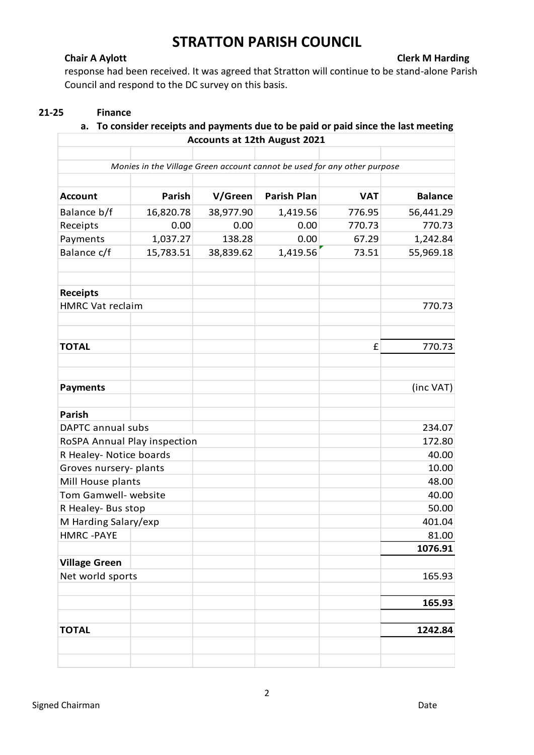response had been received. It was agreed that Stratton will continue to be stand-alone Parish Council and respond to the DC survey on this basis.

**21-25 Finance**

**a. To consider receipts and payments due to be paid or paid since the last meeting**

| Accounts at 12th August 2021 | | | | | |
|---|---|---|---|---|---|
| *Monies in the Village Green account cannot be used for any other purpose* | | | | | |
| **Account** | **Parish** | **V/Green** | **Parish Plan** | **VAT** | **Balance** |
| Balance b/f | 16,820.78 | 38,977.90 | 1,419.56 | 776.95 | 56,441.29 |
| Receipts | 0.00 | 0.00 | 0.00 | 770.73 | 770.73 |
| Payments | 1,037.27 | 138.28 | 0.00 | 67.29 | 1,242.84 |
| Balance c/f | 15,783.51 | 38,839.62 | 1,419.56 | 73.51 | 55,969.18 |
| | | | | | |
| **Receipts** | | | | | |
| HMRC Vat reclaim | | | | | 770.73 |
| | | | | | |
| **TOTAL** | | | | £ | 770.73 |
| | | | | | |
| **Payments** | | | | | (inc VAT) |
| **Parish** | | | | | |
| DAPTC annual subs | | | | | 234.07 |
| RoSPA Annual Play inspection | | | | | 172.80 |
| R Healey- Notice boards | | | | | 40.00 |
| Groves nursery- plants | | | | | 10.00 |
| Mill House plants | | | | | 48.00 |
| Tom Gamwell- website | | | | | 40.00 |
| R Healey- Bus stop | | | | | 50.00 |
| M Harding Salary/exp | | | | | 401.04 |
| HMRC -PAYE | | | | | 81.00 |
| | | | | | **1076.91** |
| **Village Green** | | | | | |
| Net world sports | | | | | 165.93 |
| | | | | | **165.93** |
| | | | | | |
| **TOTAL** | | | | | **1242.84** |

Signed Chairman Date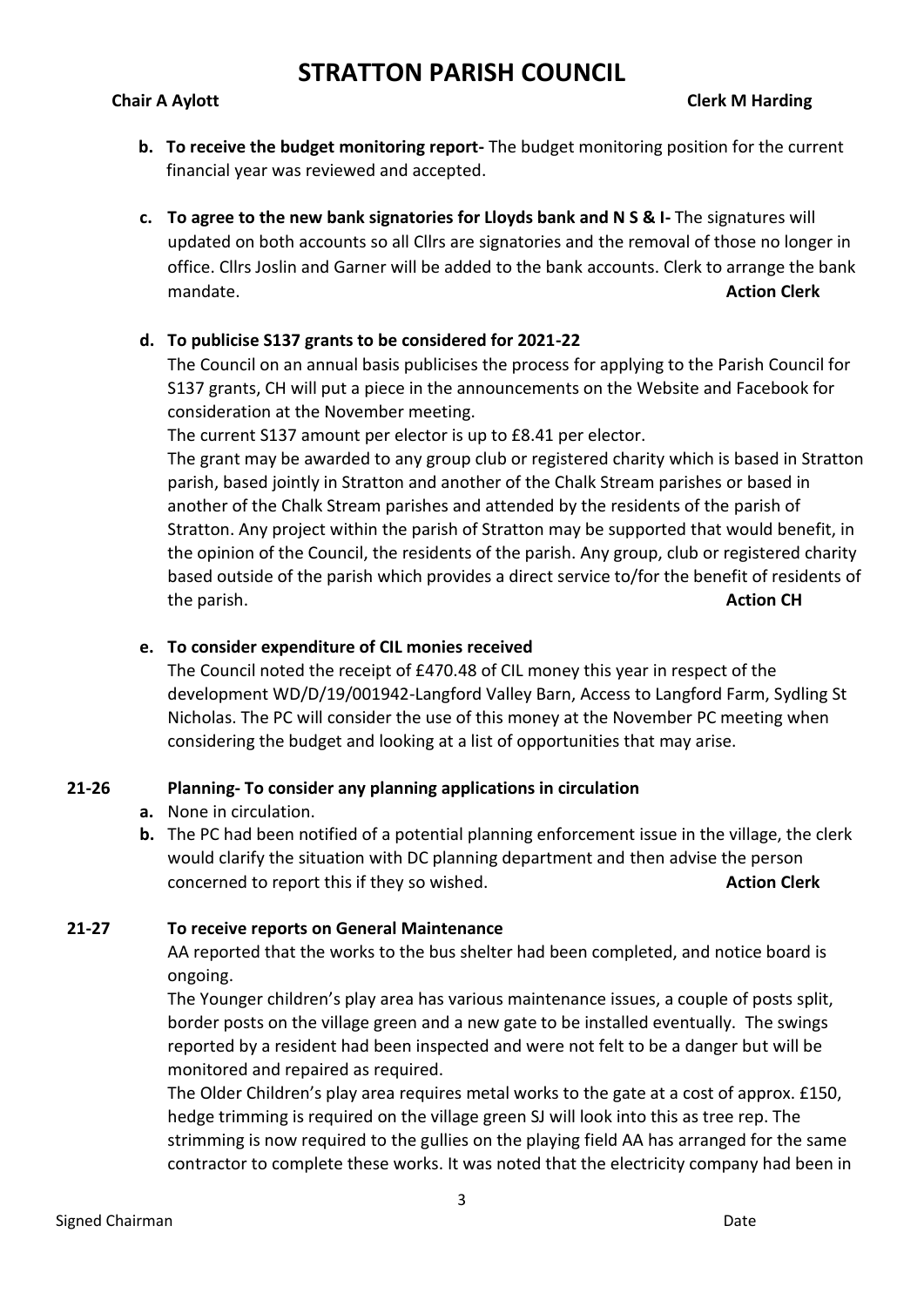**b. To receive the budget monitoring report-** The budget monitoring position for the current financial year was reviewed and accepted.

**c. To agree to the new bank signatories for Lloyds bank and N S & I-** The signatures will updated on both accounts so all Cllrs are signatories and the removal of those no longer in office. Cllrs Joslin and Garner will be added to the bank accounts. Clerk to arrange the bank mandate. **Action Clerk**

**d. To publicise S137 grants to be considered for 2021-22**

The Council on an annual basis publicises the process for applying to the Parish Council for S137 grants, CH will put a piece in the announcements on the Website and Facebook for consideration at the November meeting.

The current S137 amount per elector is up to £8.41 per elector.

The grant may be awarded to any group club or registered charity which is based in Stratton parish, based jointly in Stratton and another of the Chalk Stream parishes or based in another of the Chalk Stream parishes and attended by the residents of the parish of Stratton. Any project within the parish of Stratton may be supported that would benefit, in the opinion of the Council, the residents of the parish. Any group, club or registered charity based outside of the parish which provides a direct service to/for the benefit of residents of the parish. **Action CH**

**e. To consider expenditure of CIL monies received**

The Council noted the receipt of £470.48 of CIL money this year in respect of the development WD/D/19/001942-Langford Valley Barn, Access to Langford Farm, Sydling St Nicholas. The PC will consider the use of this money at the November PC meeting when considering the budget and looking at a list of opportunities that may arise.

**21-26 Planning- To consider any planning applications in circulation**

**a.** None in circulation.

**b.** The PC had been notified of a potential planning enforcement issue in the village, the clerk would clarify the situation with DC planning department and then advise the person concerned to report this if they so wished. **Action Clerk**

**21-27 To receive reports on General Maintenance**

AA reported that the works to the bus shelter had been completed, and notice board is ongoing.

The Younger children's play area has various maintenance issues, a couple of posts split, border posts on the village green and a new gate to be installed eventually. The swings reported by a resident had been inspected and were not felt to be a danger but will be monitored and repaired as required.

The Older Children's play area requires metal works to the gate at a cost of approx. £150, hedge trimming is required on the village green SJ will look into this as tree rep. The strimming is now required to the gullies on the playing field AA has arranged for the same contractor to complete these works. It was noted that the electricity company had been in

Signed Chairman Date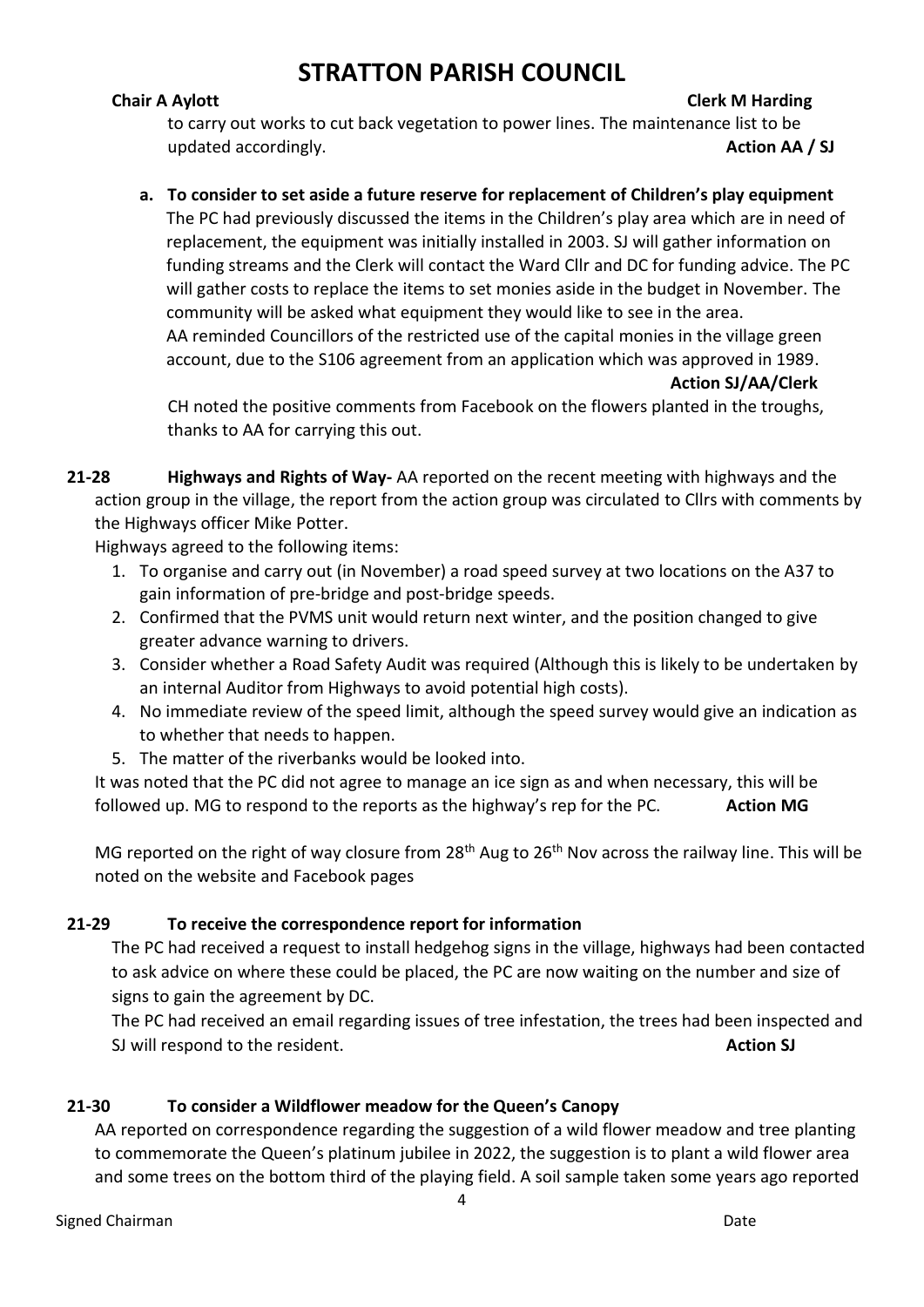to carry out works to cut back vegetation to power lines. The maintenance list to be updated accordingly. **Action AA / SJ**

**a. To consider to set aside a future reserve for replacement of Children's play equipment**

The PC had previously discussed the items in the Children's play area which are in need of replacement, the equipment was initially installed in 2003. SJ will gather information on funding streams and the Clerk will contact the Ward Cllr and DC for funding advice. The PC will gather costs to replace the items to set monies aside in the budget in November. The community will be asked what equipment they would like to see in the area.
AA reminded Councillors of the restricted use of the capital monies in the village green account, due to the S106 agreement from an application which was approved in 1989.
**Action SJ/AA/Clerk**

CH noted the positive comments from Facebook on the flowers planted in the troughs, thanks to AA for carrying this out.

**21-28 Highways and Rights of Way-** AA reported on the recent meeting with highways and the action group in the village, the report from the action group was circulated to Cllrs with comments by the Highways officer Mike Potter.

Highways agreed to the following items:

1. To organise and carry out (in November) a road speed survey at two locations on the A37 to gain information of pre-bridge and post-bridge speeds.
2. Confirmed that the PVMS unit would return next winter, and the position changed to give greater advance warning to drivers.
3. Consider whether a Road Safety Audit was required (Although this is likely to be undertaken by an internal Auditor from Highways to avoid potential high costs).
4. No immediate review of the speed limit, although the speed survey would give an indication as to whether that needs to happen.
5. The matter of the riverbanks would be looked into.

It was noted that the PC did not agree to manage an ice sign as and when necessary, this will be followed up. MG to respond to the reports as the highway's rep for the PC. **Action MG**

MG reported on the right of way closure from 28th Aug to 26th Nov across the railway line. This will be noted on the website and Facebook pages

**21-29 To receive the correspondence report for information**

The PC had received a request to install hedgehog signs in the village, highways had been contacted to ask advice on where these could be placed, the PC are now waiting on the number and size of signs to gain the agreement by DC.

The PC had received an email regarding issues of tree infestation, the trees had been inspected and SJ will respond to the resident. **Action SJ**

**21-30 To consider a Wildflower meadow for the Queen's Canopy**

AA reported on correspondence regarding the suggestion of a wild flower meadow and tree planting to commemorate the Queen's platinum jubilee in 2022, the suggestion is to plant a wild flower area and some trees on the bottom third of the playing field. A soil sample taken some years ago reported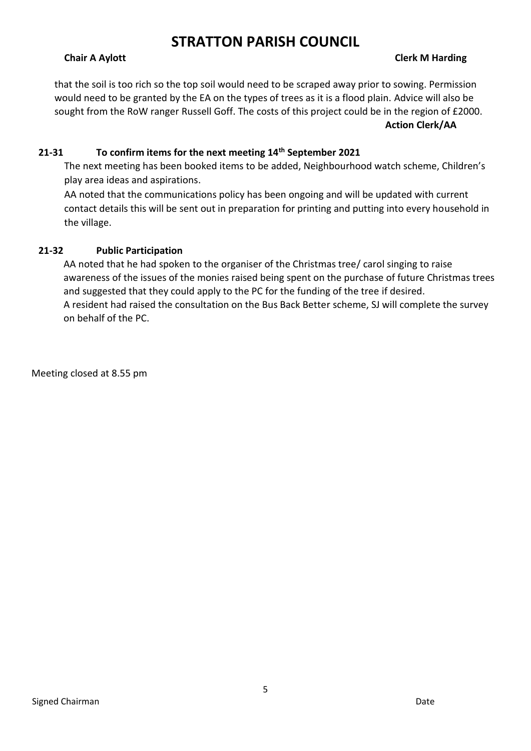that the soil is too rich so the top soil would need to be scraped away prior to sowing. Permission would need to be granted by the EA on the types of trees as it is a flood plain. Advice will also be sought from the RoW ranger Russell Goff. The costs of this project could be in the region of £2000.

**Action Clerk/AA**

### 21-31 To confirm items for the next meeting 14th September 2021

The next meeting has been booked items to be added, Neighbourhood watch scheme, Children's play area ideas and aspirations.

AA noted that the communications policy has been ongoing and will be updated with current contact details this will be sent out in preparation for printing and putting into every household in the village.

### 21-32 Public Participation

AA noted that he had spoken to the organiser of the Christmas tree/ carol singing to raise awareness of the issues of the monies raised being spent on the purchase of future Christmas trees and suggested that they could apply to the PC for the funding of the tree if desired.

A resident had raised the consultation on the Bus Back Better scheme, SJ will complete the survey on behalf of the PC.

Meeting closed at 8.55 pm